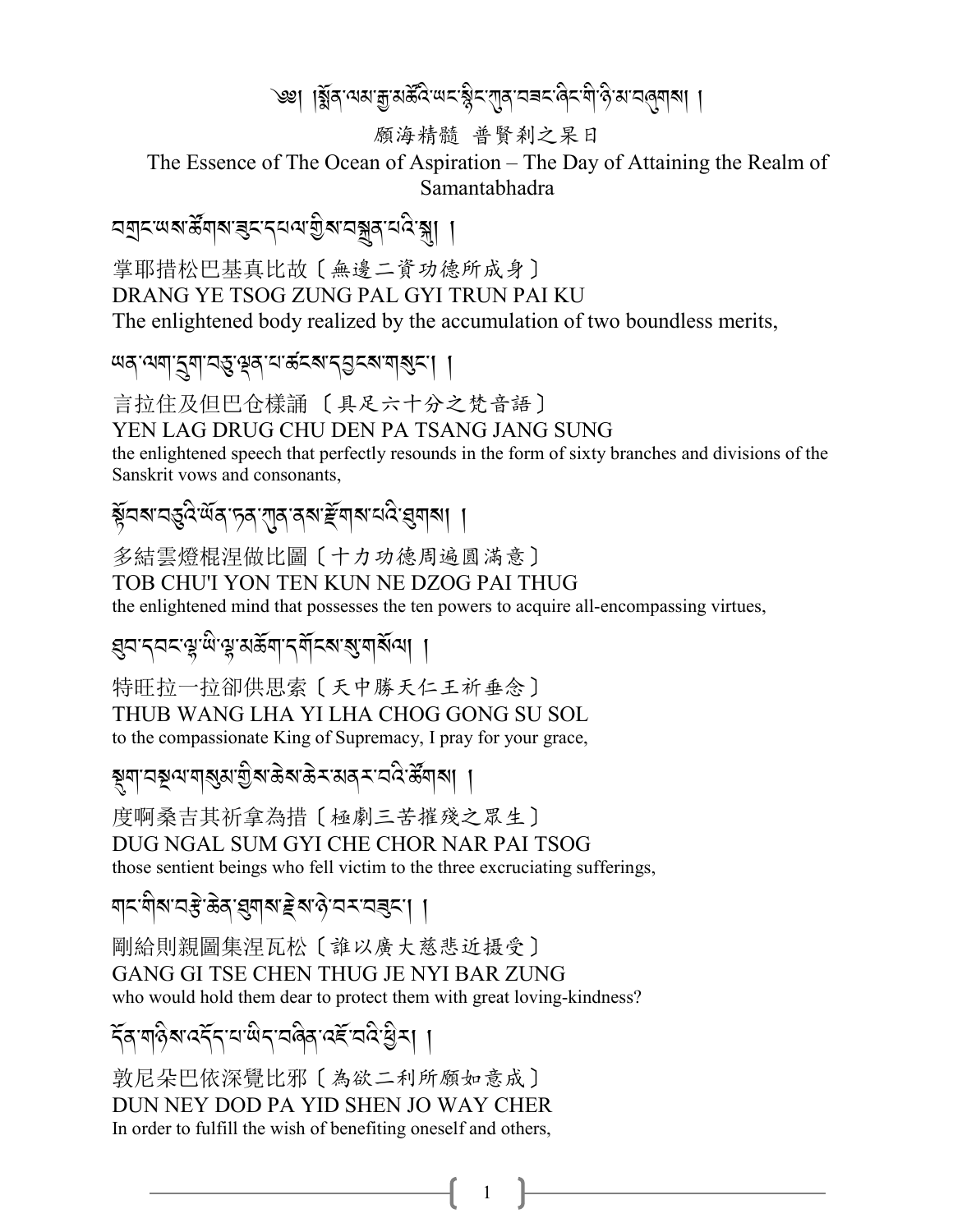# ༄༅། །སྨོན་ལམ་རྒྱ་མཚོའི་ཡང་སྙིང་ཀུན་བཟང་ཞིང་གི་ཉི་མ་བཞུགས། །

願海精髓 普賢刹之杲日

The Essence of The Ocean of Aspiration – The Day of Attaining the Realm of Samantabhadra

བགྲང་ཡས་ཚོགས་ཟུང་དཔལ་གྱིས་བསྟུན་པའི་སྐུ། །

掌耶措松巴基真比故〔無邊二資功德所成身〕

DRANG YE TSOG ZUNG PAL GYI TRUN PAI KU

The enlightened body realized by the accumulation of two boundless merits,

ཡན་ལག་དྲུག་བཅུ་ལྡན་པ་ཚངས་དབྱངས་གསུང་། །

言拉住及但巴仓樣誦〔具足六十分之梵音語〕

YEN LAG DRUG CHU DEN PA TSANG JANG SUNG

the enlightened speech that perfectly resounds in the form of sixty branches and divisions of the Sanskrit vows and consonants,

སྟོབས་བཅུའི་ཡོན་ཏན་ཀུན་ནས་རྫོགས་པའི་ཐུགས། །

多結雲燈棍涅做比圖〔十力功德周遍圓滿意〕

TOB CHU'I YON TEN KUN NE DZOG PAI THUG

the enlightened mind that possesses the ten powers to acquire all-encompassing virtues,

ཐུབ་དབང་ལྷ་ཡི་ལྷ་མཆོག་དགོངས་སུ་གསོལ། །

特旺拉一拉卻供思索〔天中勝天仁王祈垂念〕

THUB WANG LHA YI LHA CHOG GONG SU SOL

to the compassionate King of Supremacy, I pray for your grace,

སྡུག་བསྔལ་གསུམ་གྱིས་ཆེས་ཆེར་མནར་བའི་ཚོགས། །

度啊桑吉其祈拿為措〔極劇三苦摧殘之眾生〕

DUG NGAL SUM GYI CHE CHOR NAR PAI TSOG

those sentient beings who fell victim to the three excruciating sufferings,

གང་གིས་བརྩེ་ཆེན་ཐུགས་རྗེས་ཉེ་བར་བཟུང་། །

剛給則親圖集涅瓦松〔誰以廣大慈悲近攝受〕

GANG GI TSE CHEN THUG JE NYI BAR ZUNG

who would hold them dear to protect them with great loving-kindness?

དོན་གཉིས་འདོད་པ་ཡིད་བཞིན་འཛོ་བའི་ཕྱིར། །

敦尼朵巴依深覺比邪〔為欲二利所願如意成〕

DUN NEY DOD PA YID SHEN JO WAY CHER

In order to fulfill the wish of benefiting oneself and others,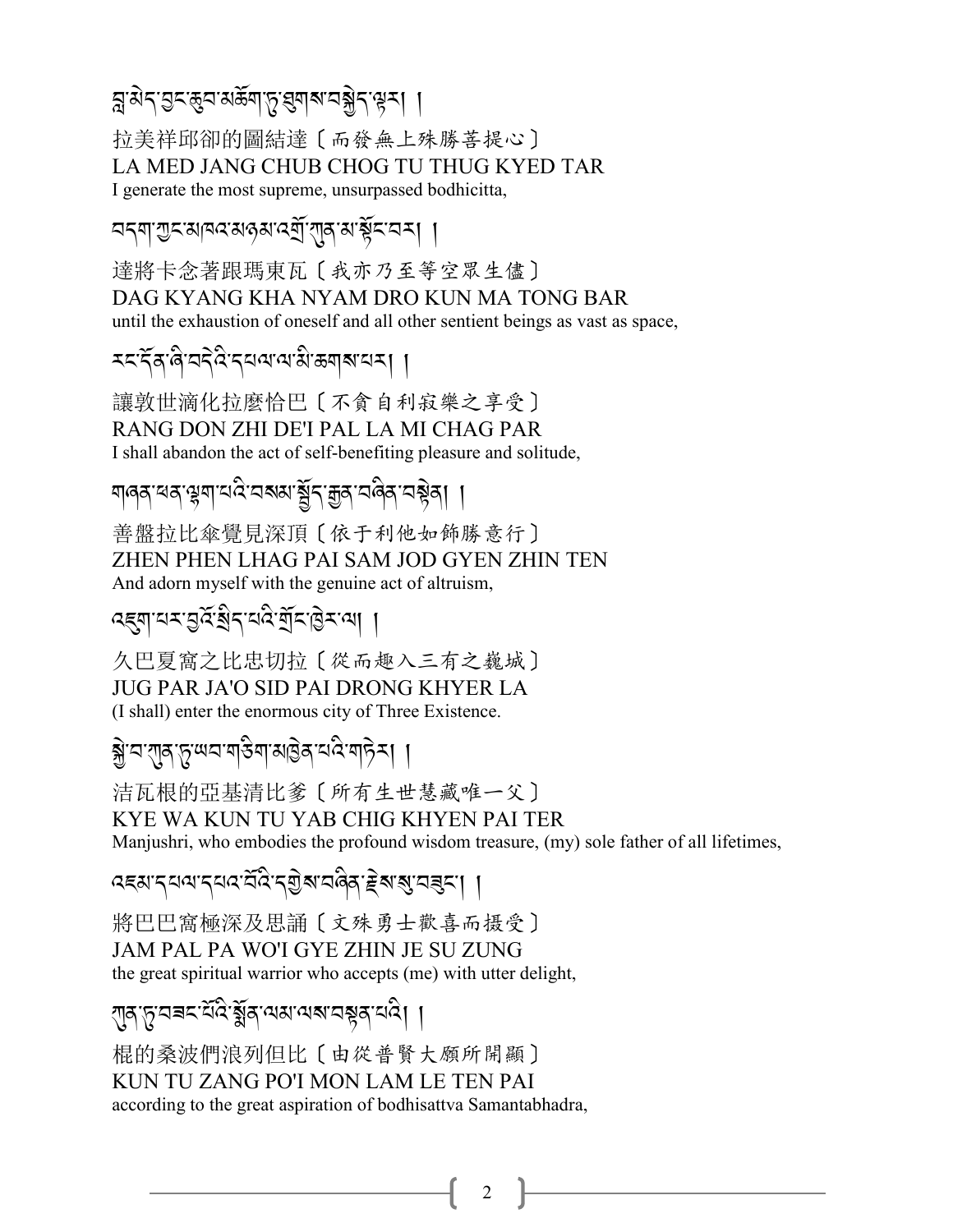བླ་མེད་བྱང་ཆུབ་མཆོག་ཏུ་ཐུགས་བསྐྱེད་ལྟར། །

拉美祥邱卻的圖結達〔而發無上殊勝菩提心〕
LA MED JANG CHUB CHOG TU THUG KYED TAR
I generate the most supreme, unsurpassed bodhicitta,

བདག་ཀྱང་མཁའ་མཉམ་འགྲོ་ཀུན་མ་སྟོང་བར། །

達將卡念著跟瑪東瓦〔我亦乃至等空眾生儘〕
DAG KYANG KHA NYAM DRO KUN MA TONG BAR
until the exhaustion of oneself and all other sentient beings as vast as space,

རང་དོན་ཞི་བདེའི་དཔལ་ལ་མི་ཆགས་པར། །

讓敦世滴化拉麼恰巴〔不貪自利寂樂之享受〕
RANG DON ZHI DE'I PAL LA MI CHAG PAR
I shall abandon the act of self-benefiting pleasure and solitude,

གཞན་ཕན་ལྷག་པའི་བསམ་སྦྱོད་རྒྱན་བཞིན་བསྟེན། །

善盤拉比傘覺見深頂〔依于利他如飾勝意行〕
ZHEN PHEN LHAG PAI SAM JOD GYEN ZHIN TEN
And adorn myself with the genuine act of altruism,

འཇུག་པར་བྱའོ་སྲིད་པའི་གྲོང་ཁྱེར་ལ། །

久巴夏窩之比忠切拉〔從而趣入三有之巍城〕
JUG PAR JA'O SID PAI DRONG KHYER LA
(I shall) enter the enormous city of Three Existence.

སྐྱེ་བ་ཀུན་ཏུ་ཡབ་གཅིག་མཁྱེན་པའི་གཏེར། །

洁瓦根的亞基清比爹〔所有生世慧藏唯一父〕
KYE WA KUN TU YAB CHIG KHYEN PAI TER
Manjushri, who embodies the profound wisdom treasure, (my) sole father of all lifetimes,

འཇམ་དཔལ་དཔའ་བོའི་དགྱེས་བཞིན་རྗེས་སུ་བཟུང་། །

將巴巴窩極深及思誦〔文殊勇士歡喜而摄受〕
JAM PAL PA WO'I GYE ZHIN JE SU ZUNG
the great spiritual warrior who accepts (me) with utter delight,

ཀུན་ཏུ་བཟང་པོའི་སྨོན་ལམ་ལས་བསྟན་པའི། །

棍的桑波們浪列但比〔由從普賢大願所開顯〕
KUN TU ZANG PO'I MON LAM LE TEN PAI
according to the great aspiration of bodhisattva Samantabhadra,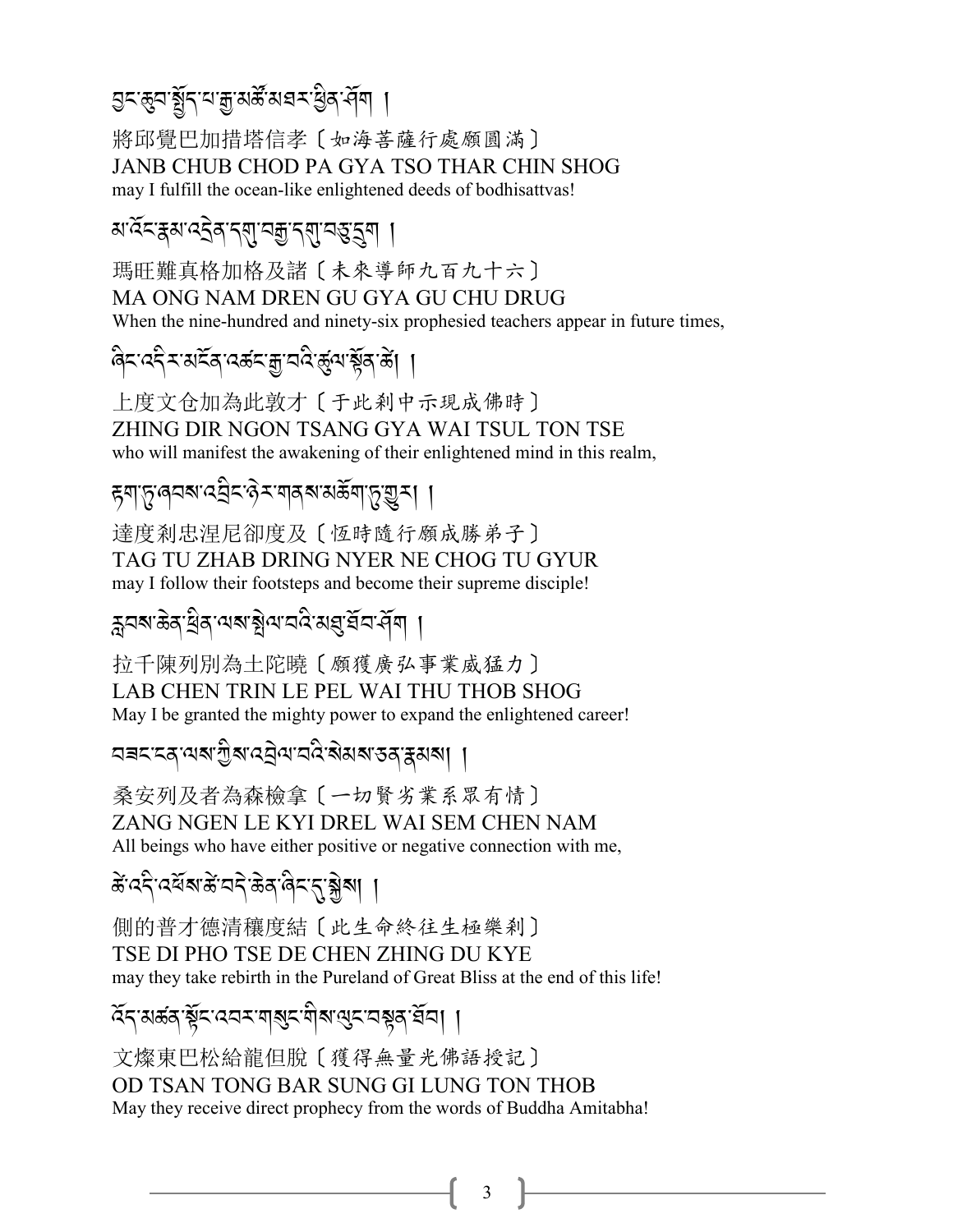བྱང་ཆུབ་སྤྱོད་པ་རྒྱ་མཚོ་མཐར་ཕྱིན་ཤོག །

將邱覺巴加措塔信孝〔如海菩薩行處願圓滿〕
JANB CHUB CHOD PA GYA TSO THAR CHIN SHOG
may I fulfill the ocean-like enlightened deeds of bodhisattvas!

མ་འོང་རྣམ་འདྲེན་དགུ་བརྒྱ་དགུ་བཅུ་དྲུག །

瑪旺難真格加格及諸〔未來導師九百九十六〕
MA ONG NAM DREN GU GYA GU CHU DRUG
When the nine-hundred and ninety-six prophesied teachers appear in future times,

ཞིང་འདིར་མངོན་འཚང་རྒྱ་བའི་ཚུལ་སྟོན་ཚེ། །

上度文仓加為此敦才〔于此刹中示現成佛時〕
ZHING DIR NGON TSANG GYA WAI TSUL TON TSE
who will manifest the awakening of their enlightened mind in this realm,

རྟག་ཏུ་ཞབས་འབྲིང་ཉེར་གནས་མཆོག་ཏུ་གྱུར། །

達度刹忠涅尼卻度及〔恆時隨行願成勝弟子〕
TAG TU ZHAB DRING NYER NE CHOG TU GYUR
may I follow their footsteps and become their supreme disciple!

རླབས་ཆེན་ཕྲིན་ལས་སྤེལ་བའི་མཐུ་ཐོབ་ཤོག །

拉千陳列別為土陀曉〔願獲廣弘事業威猛力〕
LAB CHEN TRIN LE PEL WAI THU THOB SHOG
May I be granted the mighty power to expand the enlightened career!

བཟང་ངན་ལས་ཀྱིས་འབྲེལ་བའི་སེམས་ཅན་རྣམས། །

桑安列及者為森檢拿〔一切賢劣業系眾有情〕
ZANG NGEN LE KYI DREL WAI SEM CHEN NAM
All beings who have either positive or negative connection with me,

ཚེ་འདི་འཕོས་ཚེ་བདེ་ཆེན་ཞིང་དུ་སྐྱེས། །

側的普才德清穰度結〔此生命終往生極樂刹〕
TSE DI PHO TSE DE CHEN ZHING DU KYE
may they take rebirth in the Pureland of Great Bliss at the end of this life!

འོད་མཚན་སྟོང་འབར་གསུང་གིས་ལུང་བསྟན་ཐོབ། །

文燦東巴松給龍但脫〔獲得無量光佛語授記〕
OD TSAN TONG BAR SUNG GI LUNG TON THOB
May they receive direct prophecy from the words of Buddha Amitabha!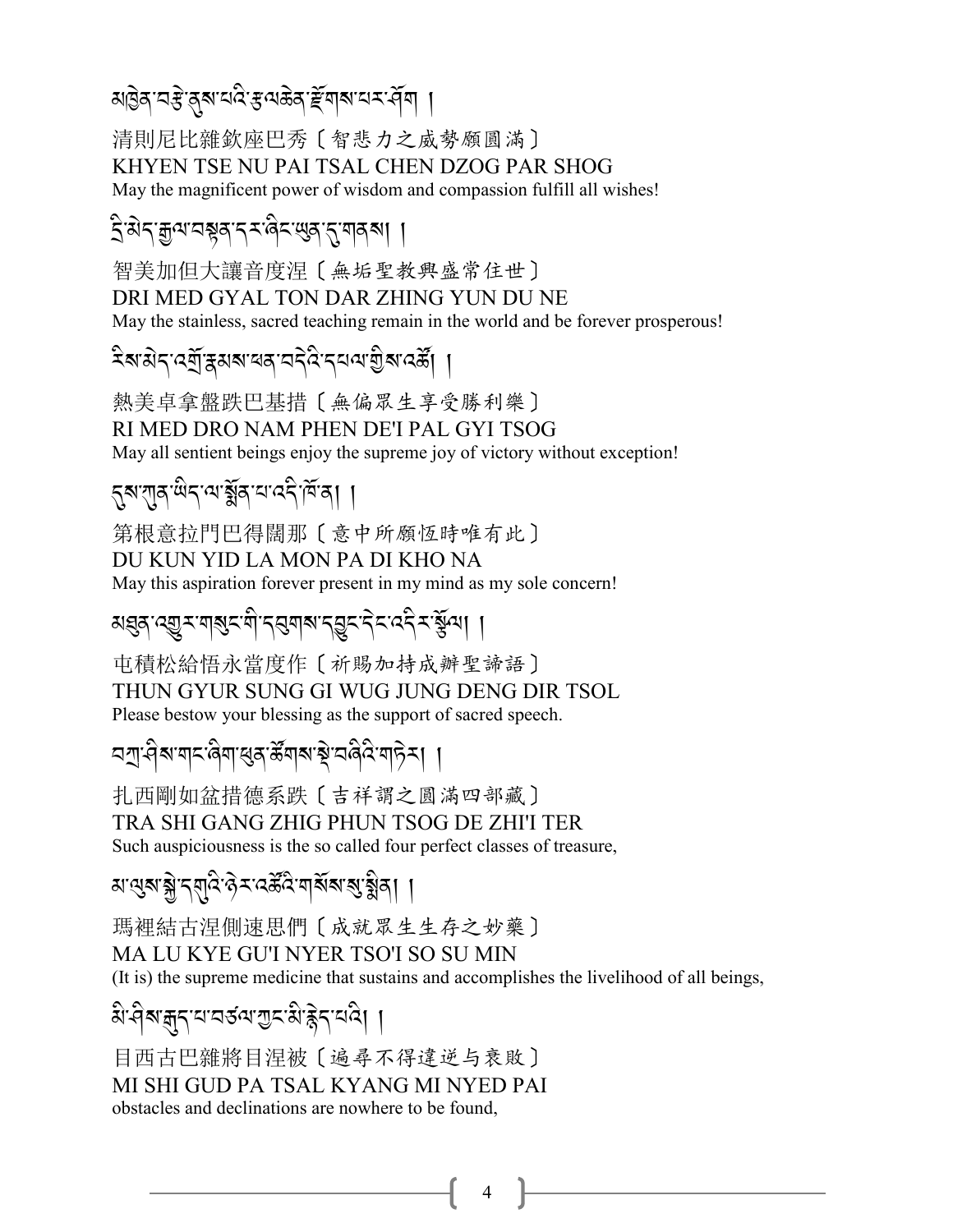མཁྱེན་བརྩེ་ནུས་པའི་རྩལ་ཆེན་རྫོགས་པར་ཤོག །

清則尼比雜欽座巴秀〔智悲力之威勢願圓滿〕
KHYEN TSE NU PAI TSAL CHEN DZOG PAR SHOG
May the magnificent power of wisdom and compassion fulfill all wishes!

དྲི་མེད་རྒྱལ་བསྟན་དར་ཞིང་ཡུན་དུ་གནས། །

智美加但大讓音度涅〔無垢聖教興盛常住世〕
DRI MED GYAL TON DAR ZHING YUN DU NE
May the stainless, sacred teaching remain in the world and be forever prosperous!

རིས་མེད་འགྲོ་རྣམས་ཕན་བདེའི་དཔལ་གྱིས་འཚོ། །

熱美卓拿盤跌巴基措〔無偏眾生享受勝利樂〕
RI MED DRO NAM PHEN DE'I PAL GYI TSOG
May all sentient beings enjoy the supreme joy of victory without exception!

དུས་ཀུན་ཡིད་ལ་སྨོན་པ་འདི་ཁོ་ན། །

第根意拉門巴得闊那〔意中所願恆時唯有此〕
DU KUN YID LA MON PA DI KHO NA
May this aspiration forever present in my mind as my sole concern!

མཐུན་འགྱུར་གསུང་གི་དབུགས་དབྱུང་དེང་འདིར་སྩོལ། །

屯積松給悟永當度作〔祈賜加持成辦聖諦語〕
THUN GYUR SUNG GI WUG JUNG DENG DIR TSOL
Please bestow your blessing as the support of sacred speech.

བཀྲ་ཤིས་གང་ཞིག་ཕུན་ཚོགས་སྡེ་བཞིའི་གཏེར། །

扎西剛如盆措德系跌〔吉祥謂之圓滿四部藏〕
TRA SHI GANG ZHIG PHUN TSOG DE ZHI'I TER
Such auspiciousness is the so called four perfect classes of treasure,

མ་ལུས་སྐྱེ་དགུའི་ཉེར་འཚོའི་གསོས་སུ་སྨིན། །

瑪裡結古涅側速思們〔成就眾生生存之妙藥〕
MA LU KYE GU'I NYER TSO'I SO SU MIN
(It is) the supreme medicine that sustains and accomplishes the livelihood of all beings,

མི་ཤིས་རྒུད་པ་བཙལ་ཀྱང་མི་རྙེད་པའི། །

目西古巴雜將目涅被〔遍尋不得違逆与衰敗〕
MI SHI GUD PA TSAL KYANG MI NYED PAI
obstacles and declinations are nowhere to be found,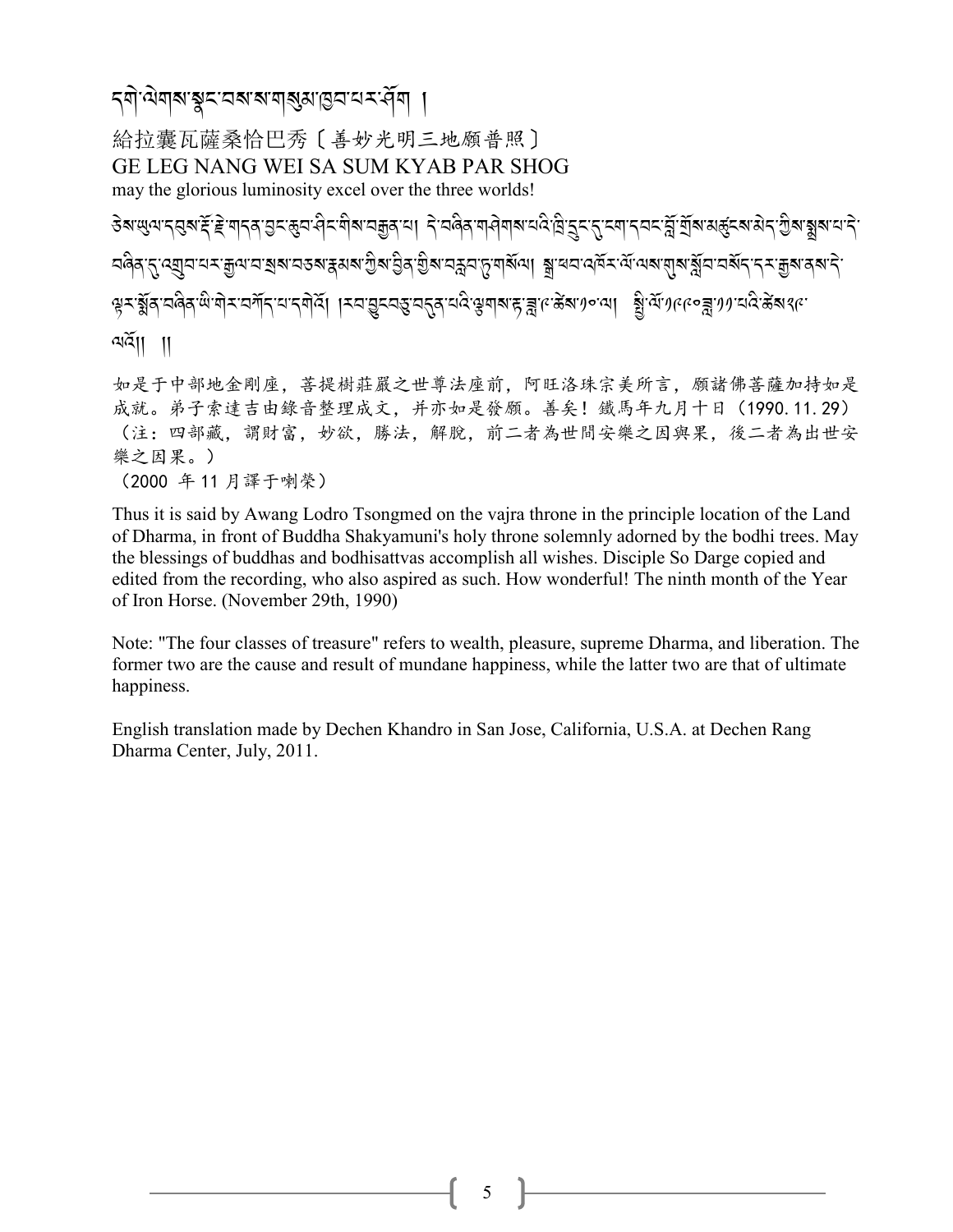# དགེ་ལེགས་སྣང་བས་ས་གསུམ་ཁྱབ་པར་ཤོག །

給拉囊瓦薩桑恰巴秀〔善妙光明三地願普照〕

GE LEG NANG WEI SA SUM KYAB PAR SHOG

may the glorious luminosity excel over the three worlds!

ཅེས་ཡུལ་དབུས་རྡོ་རྗེ་གདན་བྱང་ཆུབ་ཤིང་གིས་བརྒྱན་པ། དེ་བཞིན་གཤེགས་པའི་ཁྲི་དྲུང་དུ་ངག་དབང་བློ་གྲོས་མཚུངས་མེད་ཀྱིས་སྨྲས་པ་དེ་བཞིན་དུ་འགྲུབ་པར་རྒྱལ་བ་སྲས་བཅས་རྣམས་ཀྱིས་བྱིན་གྱིས་བརླབ་ཏུ་གསོལ། སློབ་མ་འཛོར་ལོ་ལས་གསུང་སྒྲོན་བསྒྲོད་དང་རྒྱས་ནས་དེ་ལྟར་སྨོན་བཞིན་ཡི་གེར་བཀོད་པ་དགེའོ། །རབ་བྱུང་བཅུ་བདུན་པའི་ལྕགས་རྟ་ཟླ་༩ ཚེས་༡༠ ལ། སྤྱི་ལོ་༡༩༩༠ཟླ་༡༡ པའི་ཚེས་༢༩ ལའོ།། །།

如是于中部地金剛座，菩提樹莊嚴之世尊法座前，阿旺洛珠宗美所言，願諸佛菩薩加持如是成就。弟子索達吉由錄音整理成文，并亦如是發願。善矣！鐵馬年九月十日（1990.11.29）（注：四部藏，謂財富，妙欲，勝法，解脫，前二者為世間安樂之因與果，後二者為出世安樂之因果。）

（2000 年 11 月譯于喇榮）

Thus it is said by Awang Lodro Tsongmed on the vajra throne in the principle location of the Land of Dharma, in front of Buddha Shakyamuni's holy throne solemnly adorned by the bodhi trees. May the blessings of buddhas and bodhisattvas accomplish all wishes. Disciple So Darge copied and edited from the recording, who also aspired as such. How wonderful! The ninth month of the Year of Iron Horse. (November 29th, 1990)

Note: "The four classes of treasure" refers to wealth, pleasure, supreme Dharma, and liberation. The former two are the cause and result of mundane happiness, while the latter two are that of ultimate happiness.

English translation made by Dechen Khandro in San Jose, California, U.S.A. at Dechen Rang Dharma Center, July, 2011.